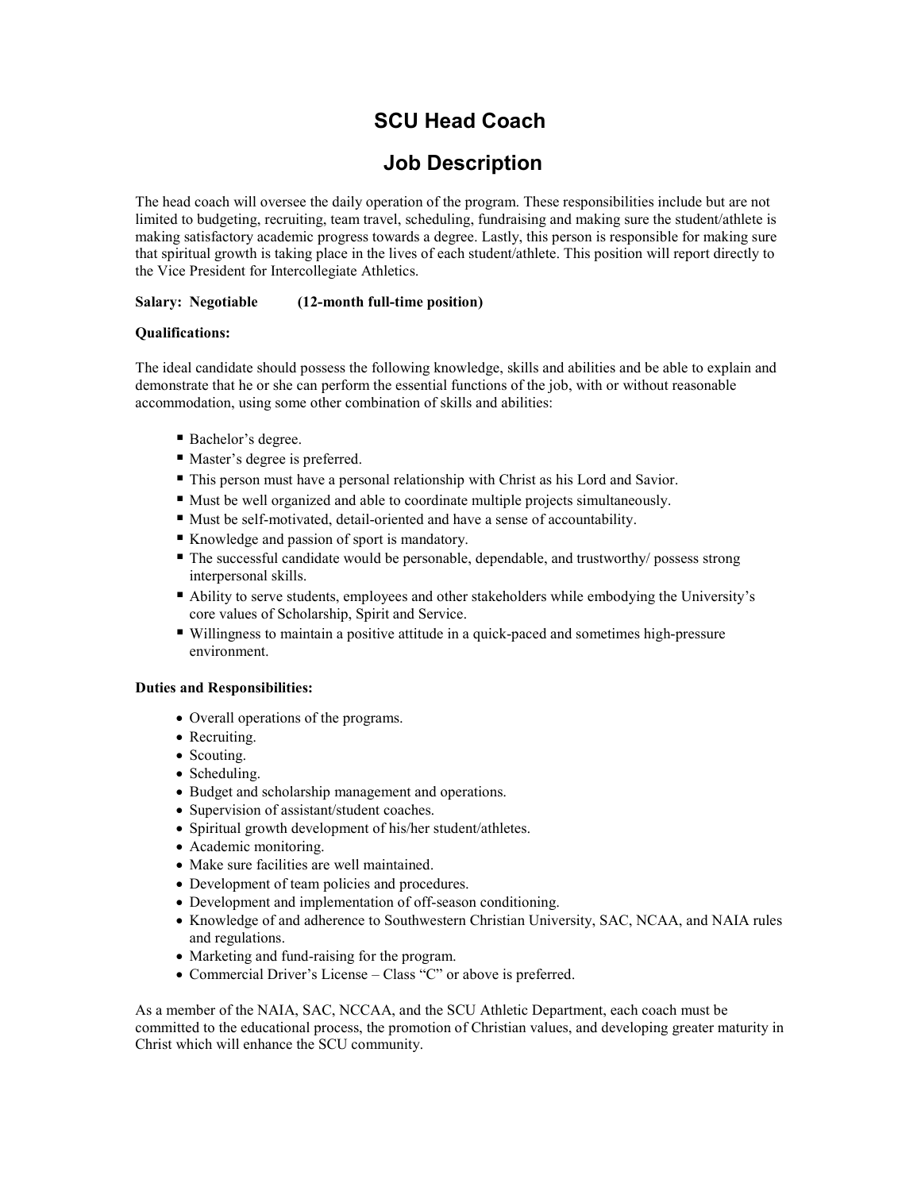# SCU Head Coach

# Job Description

The head coach will oversee the daily operation of the program. These responsibilities include but are not limited to budgeting, recruiting, team travel, scheduling, fundraising and making sure the student/athlete is making satisfactory academic progress towards a degree. Lastly, this person is responsible for making sure that spiritual growth is taking place in the lives of each student/athlete. This position will report directly to the Vice President for Intercollegiate Athletics.

**Salary: Negotiable (12-month full-time position)**

**Qualifications:**

The ideal candidate should possess the following knowledge, skills and abilities and be able to explain and demonstrate that he or she can perform the essential functions of the job, with or without reasonable accommodation, using some other combination of skills and abilities:

- Bachelor's degree.
- Master's degree is preferred.
- This person must have a personal relationship with Christ as his Lord and Savior.
- Must be well organized and able to coordinate multiple projects simultaneously.
- Must be self-motivated, detail-oriented and have a sense of accountability.
- Knowledge and passion of sport is mandatory.
- The successful candidate would be personable, dependable, and trustworthy/ possess strong interpersonal skills.
- Ability to serve students, employees and other stakeholders while embodying the University's core values of Scholarship, Spirit and Service.
- Willingness to maintain a positive attitude in a quick-paced and sometimes high-pressure environment.

**Duties and Responsibilities:**

- Overall operations of the programs.
- Recruiting.
- Scouting.
- Scheduling.
- Budget and scholarship management and operations.
- Supervision of assistant/student coaches.
- Spiritual growth development of his/her student/athletes.
- Academic monitoring.
- Make sure facilities are well maintained.
- Development of team policies and procedures.
- Development and implementation of off-season conditioning.
- Knowledge of and adherence to Southwestern Christian University, SAC, NCAA, and NAIA rules and regulations.
- Marketing and fund-raising for the program.
- Commercial Driver's License – Class "C" or above is preferred.

As a member of the NAIA, SAC, NCCAA, and the SCU Athletic Department, each coach must be committed to the educational process, the promotion of Christian values, and developing greater maturity in Christ which will enhance the SCU community.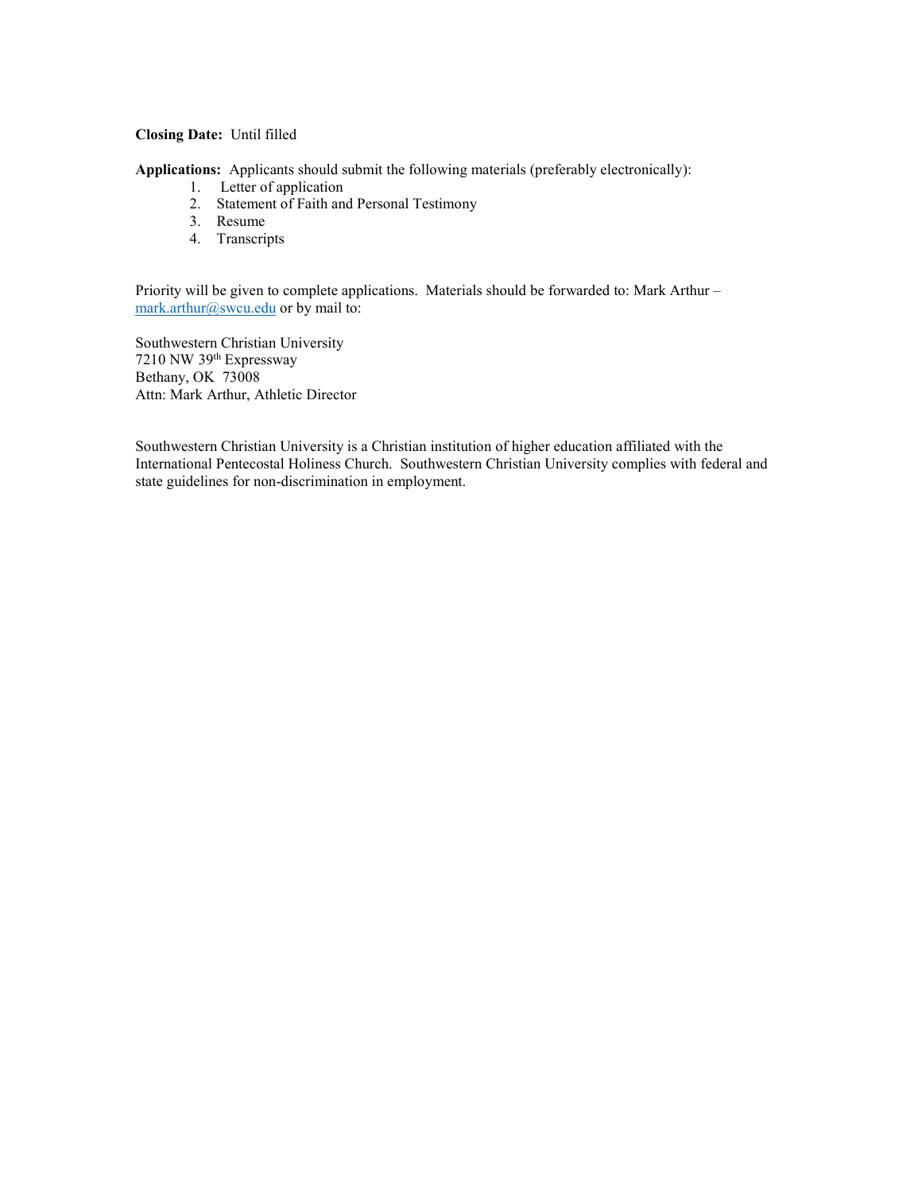**Closing Date:** Until filled

**Applications:** Applicants should submit the following materials (preferably electronically):

1. Letter of application
2. Statement of Faith and Personal Testimony
3. Resume
4. Transcripts

Priority will be given to complete applications. Materials should be forwarded to: Mark Arthur – mark.arthur@swcu.edu or by mail to:

Southwestern Christian University
7210 NW 39th Expressway
Bethany, OK 73008
Attn: Mark Arthur, Athletic Director

Southwestern Christian University is a Christian institution of higher education affiliated with the International Pentecostal Holiness Church. Southwestern Christian University complies with federal and state guidelines for non-discrimination in employment.